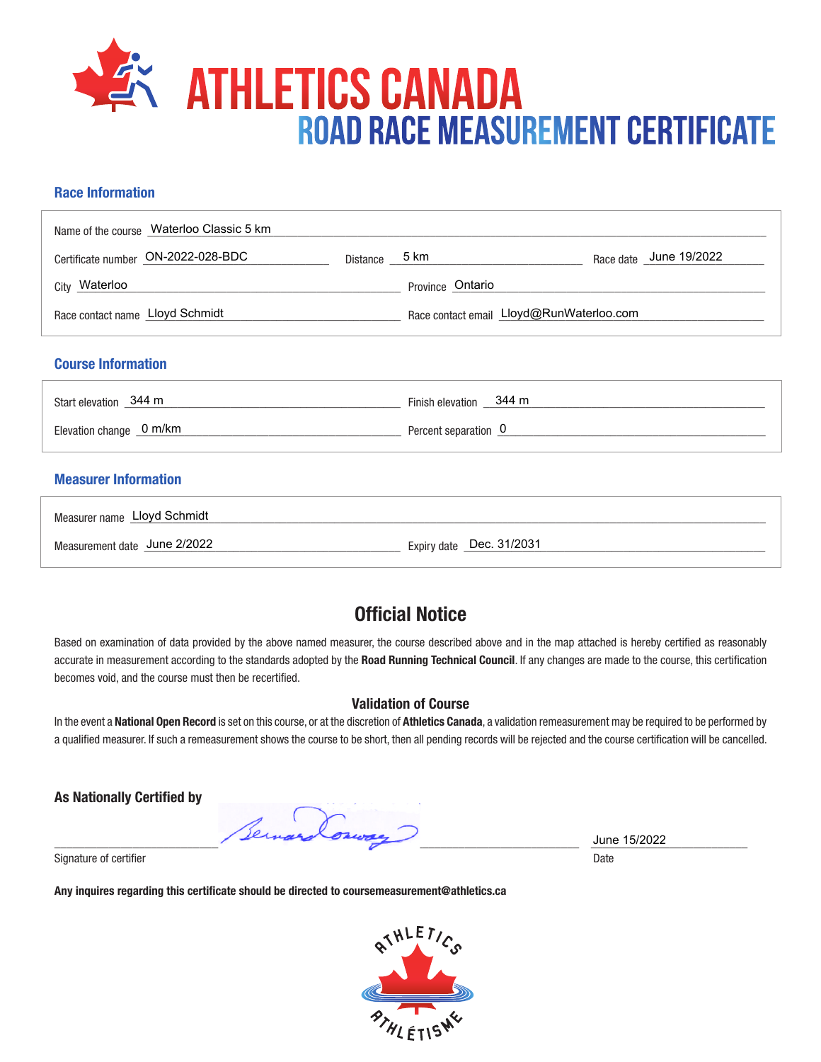# ATHLETICS CANADA

## ROAD RACE MEASUREMENT CERTIFICATE

### Race Information

Name of the course: Waterloo Classic 5 km

Certificate number: ON-2022-028-BDC

Distance: 5 km

Race date: June 19/2022

City: Waterloo

Province: Ontario

Race contact name: Lloyd Schmidt

Race contact email: Lloyd@RunWaterloo.com

### Course Information

Start elevation: 344 m

Finish elevation: 344 m

Elevation change: 0 m/km

Percent separation: 0

### Measurer Information

Measurer name: Lloyd Schmidt

Measurement date: June 2/2022

Expiry date: Dec. 31/2031

## Official Notice

Based on examination of data provided by the above named measurer, the course described above and in the map attached is hereby certified as reasonably accurate in measurement according to the standards adopted by the **Road Running Technical Council**. If any changes are made to the course, this certification becomes void, and the course must then be recertified.

### Validation of Course

In the event a **National Open Record** is set on this course, or at the discretion of **Athletics Canada**, a validation remeasurement may be required to be performed by a qualified measurer. If such a remeasurement shows the course to be short, then all pending records will be rejected and the course certification will be cancelled.

**As Nationally Certified by**

Signature of certifier: Bernard Conway

Date: June 15/2022

**Any inquires regarding this certificate should be directed to coursemeasurement@athletics.ca**

ATHLETICS ATHLÉTISME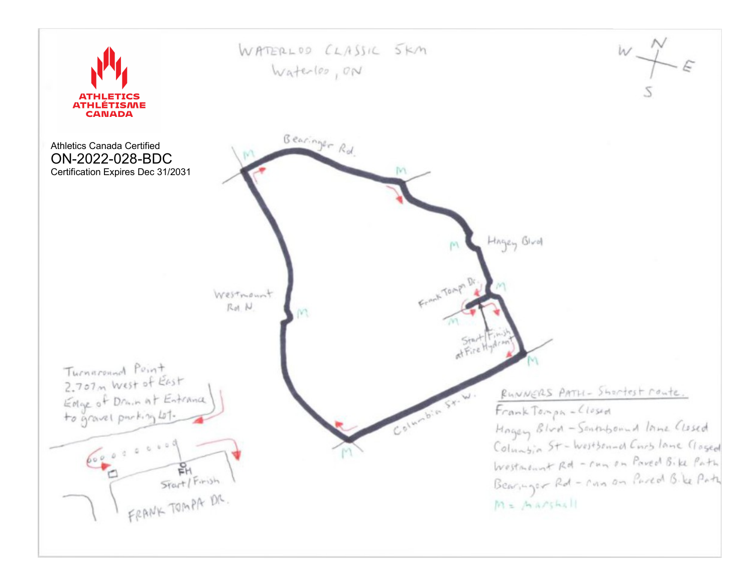ATHLETICS
ATHLÉTISME
CANADA

Athletics Canada Certified
ON-2022-028-BDC
Certification Expires Dec 31/2031

WATERLOO CLASSIC 5KM
Waterloo, ON

N
W E
S

Bearinger Rd.

Hagey Blvd

Westmount Rd N

Frank Tompa Dr.

Start/Finish at Fire Hydrant

Columbia St. W.

M

Turnaround Point
2.707m West of East Edge of Drain at Entrance to gravel parking lot.

FH
Start/Finish
FRANK TOMPA DR.

RUNNERS PATH - Shortest route.
Frank Tompa - Closed
Hagey Blvd - Southbound lane Closed
Columbia St - Westbound Curb lane Closed
Westmount Rd - run on Paved Bike Path
Bearinger Rd - run on Paved Bike Path
M = Marshall